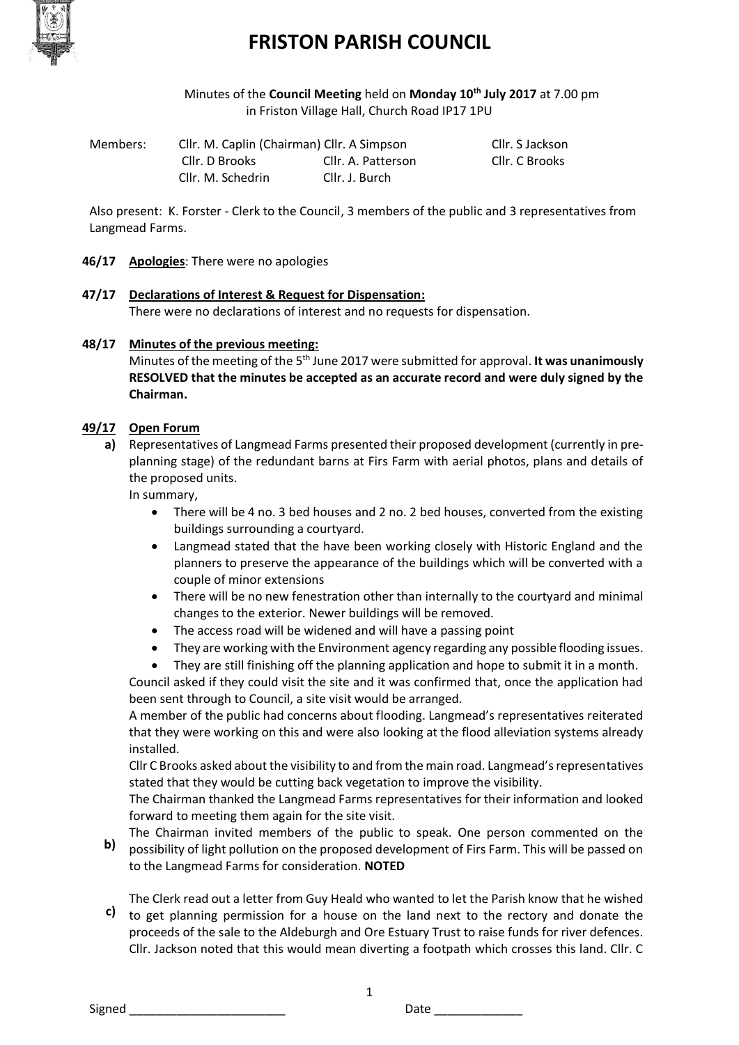# FRISTON PARISH COUNCIL

Minutes of the **Council Meeting** held on **Monday 10th July 2017** at 7.00 pm in Friston Village Hall, Church Road IP17 1PU

| Members: | Cllr. M. Caplin (Chairman) | Cllr. A Simpson | Cllr. S Jackson |
|---|---|---|---|
| | Cllr. D Brooks | Cllr. A. Patterson | Cllr. C Brooks |
| | Cllr. M. Schedrin | Cllr. J. Burch | |

Also present: K. Forster - Clerk to the Council, 3 members of the public and 3 representatives from Langmead Farms.

**46/17** **Apologies**: There were no apologies

**47/17** **Declarations of Interest & Request for Dispensation:**

There were no declarations of interest and no requests for dispensation.

**48/17** **Minutes of the previous meeting:**

Minutes of the meeting of the 5th June 2017 were submitted for approval. **It was unanimously RESOLVED that the minutes be accepted as an accurate record and were duly signed by the Chairman.**

**49/17** **Open Forum**

**a)** Representatives of Langmead Farms presented their proposed development (currently in pre-planning stage) of the redundant barns at Firs Farm with aerial photos, plans and details of the proposed units.

In summary,

- There will be 4 no. 3 bed houses and 2 no. 2 bed houses, converted from the existing buildings surrounding a courtyard.
- Langmead stated that the have been working closely with Historic England and the planners to preserve the appearance of the buildings which will be converted with a couple of minor extensions
- There will be no new fenestration other than internally to the courtyard and minimal changes to the exterior. Newer buildings will be removed.
- The access road will be widened and will have a passing point
- They are working with the Environment agency regarding any possible flooding issues.
- They are still finishing off the planning application and hope to submit it in a month.

Council asked if they could visit the site and it was confirmed that, once the application had been sent through to Council, a site visit would be arranged.

A member of the public had concerns about flooding. Langmead's representatives reiterated that they were working on this and were also looking at the flood alleviation systems already installed.

Cllr C Brooks asked about the visibility to and from the main road. Langmead's representatives stated that they would be cutting back vegetation to improve the visibility.

The Chairman thanked the Langmead Farms representatives for their information and looked forward to meeting them again for the site visit.

**b)** The Chairman invited members of the public to speak. One person commented on the possibility of light pollution on the proposed development of Firs Farm. This will be passed on to the Langmead Farms for consideration. **NOTED**

**c)** The Clerk read out a letter from Guy Heald who wanted to let the Parish know that he wished to get planning permission for a house on the land next to the rectory and donate the proceeds of the sale to the Aldeburgh and Ore Estuary Trust to raise funds for river defences. Cllr. Jackson noted that this would mean diverting a footpath which crosses this land. Cllr. C

Signed _______________________ Date _____________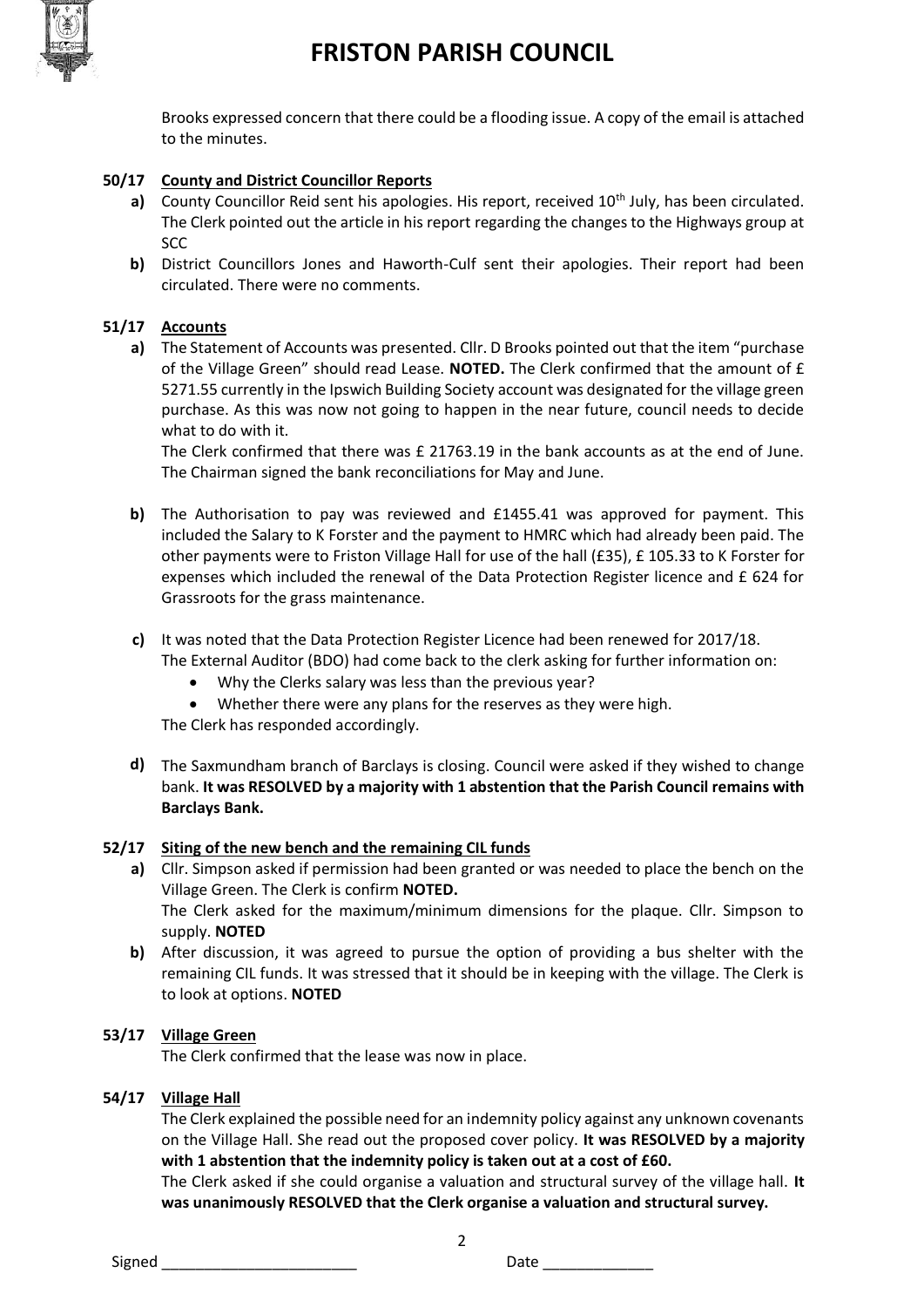Brooks expressed concern that there could be a flooding issue. A copy of the email is attached to the minutes.

**50/17 County and District Councillor Reports**

**a)** County Councillor Reid sent his apologies. His report, received 10th July, has been circulated. The Clerk pointed out the article in his report regarding the changes to the Highways group at SCC

**b)** District Councillors Jones and Haworth-Culf sent their apologies. Their report had been circulated. There were no comments.

**51/17 Accounts**

**a)** The Statement of Accounts was presented. Cllr. D Brooks pointed out that the item "purchase of the Village Green" should read Lease. **NOTED.** The Clerk confirmed that the amount of £ 5271.55 currently in the Ipswich Building Society account was designated for the village green purchase. As this was now not going to happen in the near future, council needs to decide what to do with it.

The Clerk confirmed that there was £ 21763.19 in the bank accounts as at the end of June. The Chairman signed the bank reconciliations for May and June.

**b)** The Authorisation to pay was reviewed and £1455.41 was approved for payment. This included the Salary to K Forster and the payment to HMRC which had already been paid. The other payments were to Friston Village Hall for use of the hall (£35), £ 105.33 to K Forster for expenses which included the renewal of the Data Protection Register licence and £ 624 for Grassroots for the grass maintenance.

**c)** It was noted that the Data Protection Register Licence had been renewed for 2017/18.
The External Auditor (BDO) had come back to the clerk asking for further information on:

- Why the Clerks salary was less than the previous year?
- Whether there were any plans for the reserves as they were high.

The Clerk has responded accordingly.

**d)** The Saxmundham branch of Barclays is closing. Council were asked if they wished to change bank. **It was RESOLVED by a majority with 1 abstention that the Parish Council remains with Barclays Bank.**

**52/17 Siting of the new bench and the remaining CIL funds**

**a)** Cllr. Simpson asked if permission had been granted or was needed to place the bench on the Village Green. The Clerk is confirm **NOTED.**

The Clerk asked for the maximum/minimum dimensions for the plaque. Cllr. Simpson to supply. **NOTED**

**b)** After discussion, it was agreed to pursue the option of providing a bus shelter with the remaining CIL funds. It was stressed that it should be in keeping with the village. The Clerk is to look at options. **NOTED**

**53/17 Village Green**

The Clerk confirmed that the lease was now in place.

**54/17 Village Hall**

The Clerk explained the possible need for an indemnity policy against any unknown covenants on the Village Hall. She read out the proposed cover policy. **It was RESOLVED by a majority with 1 abstention that the indemnity policy is taken out at a cost of £60.**

The Clerk asked if she could organise a valuation and structural survey of the village hall. **It was unanimously RESOLVED that the Clerk organise a valuation and structural survey.**

Signed _______________________ Date _____________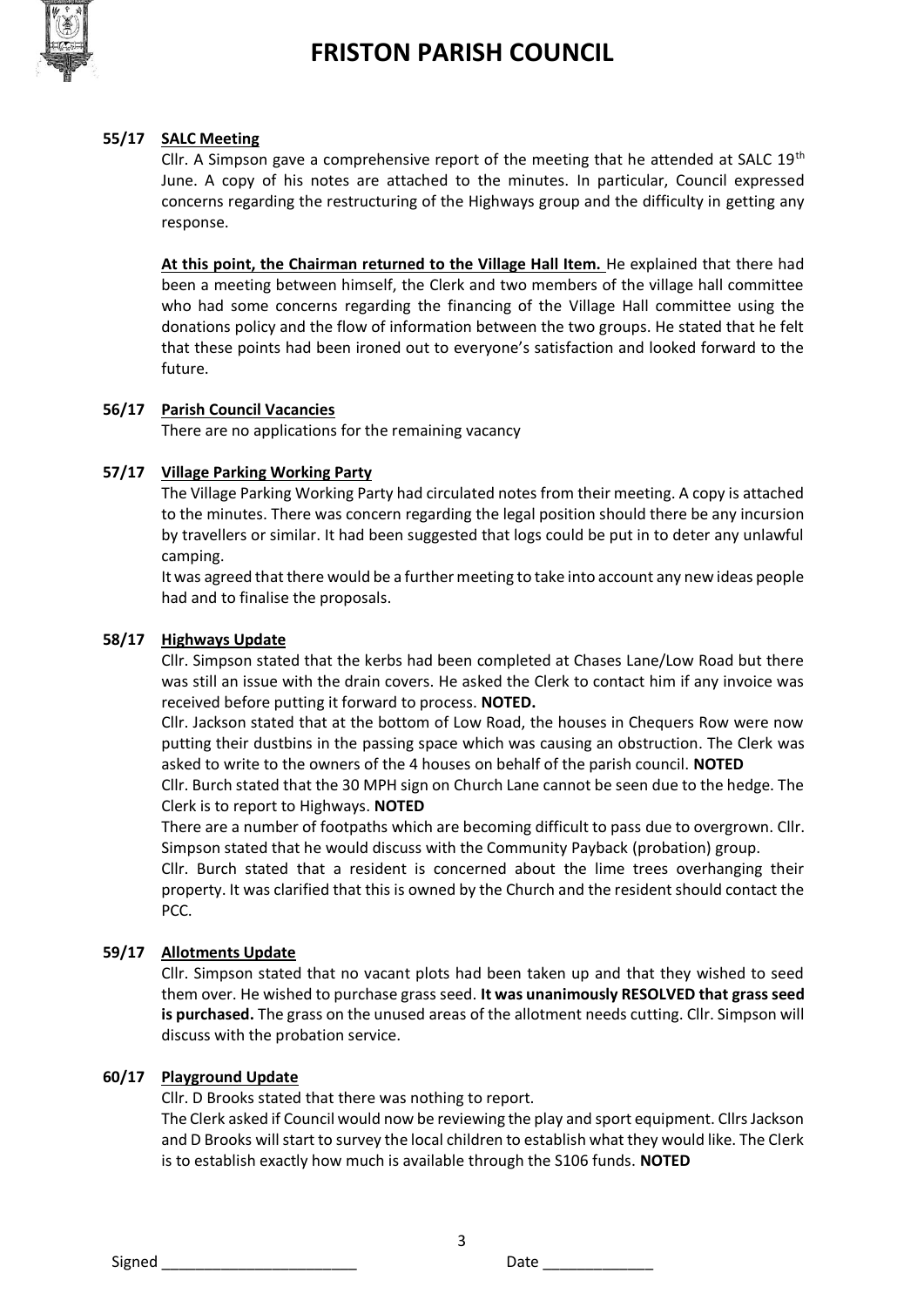# FRISTON PARISH COUNCIL

**55/17 SALC Meeting**

Cllr. A Simpson gave a comprehensive report of the meeting that he attended at SALC 19th June. A copy of his notes are attached to the minutes. In particular, Council expressed concerns regarding the restructuring of the Highways group and the difficulty in getting any response.

**At this point, the Chairman returned to the Village Hall Item.** He explained that there had been a meeting between himself, the Clerk and two members of the village hall committee who had some concerns regarding the financing of the Village Hall committee using the donations policy and the flow of information between the two groups. He stated that he felt that these points had been ironed out to everyone's satisfaction and looked forward to the future.

**56/17 Parish Council Vacancies**

There are no applications for the remaining vacancy

**57/17 Village Parking Working Party**

The Village Parking Working Party had circulated notes from their meeting. A copy is attached to the minutes. There was concern regarding the legal position should there be any incursion by travellers or similar. It had been suggested that logs could be put in to deter any unlawful camping.

It was agreed that there would be a further meeting to take into account any new ideas people had and to finalise the proposals.

**58/17 Highways Update**

Cllr. Simpson stated that the kerbs had been completed at Chases Lane/Low Road but there was still an issue with the drain covers. He asked the Clerk to contact him if any invoice was received before putting it forward to process. **NOTED.**

Cllr. Jackson stated that at the bottom of Low Road, the houses in Chequers Row were now putting their dustbins in the passing space which was causing an obstruction. The Clerk was asked to write to the owners of the 4 houses on behalf of the parish council. **NOTED**

Cllr. Burch stated that the 30 MPH sign on Church Lane cannot be seen due to the hedge. The Clerk is to report to Highways. **NOTED**

There are a number of footpaths which are becoming difficult to pass due to overgrown. Cllr. Simpson stated that he would discuss with the Community Payback (probation) group.

Cllr. Burch stated that a resident is concerned about the lime trees overhanging their property. It was clarified that this is owned by the Church and the resident should contact the PCC.

**59/17 Allotments Update**

Cllr. Simpson stated that no vacant plots had been taken up and that they wished to seed them over. He wished to purchase grass seed. **It was unanimously RESOLVED that grass seed is purchased.** The grass on the unused areas of the allotment needs cutting. Cllr. Simpson will discuss with the probation service.

**60/17 Playground Update**

Cllr. D Brooks stated that there was nothing to report.

The Clerk asked if Council would now be reviewing the play and sport equipment. Cllrs Jackson and D Brooks will start to survey the local children to establish what they would like. The Clerk is to establish exactly how much is available through the S106 funds. **NOTED**

Signed \_\_\_\_\_\_\_\_\_\_\_\_\_\_\_\_\_\_\_\_\_\_\_ Date \_\_\_\_\_\_\_\_\_\_\_\_\_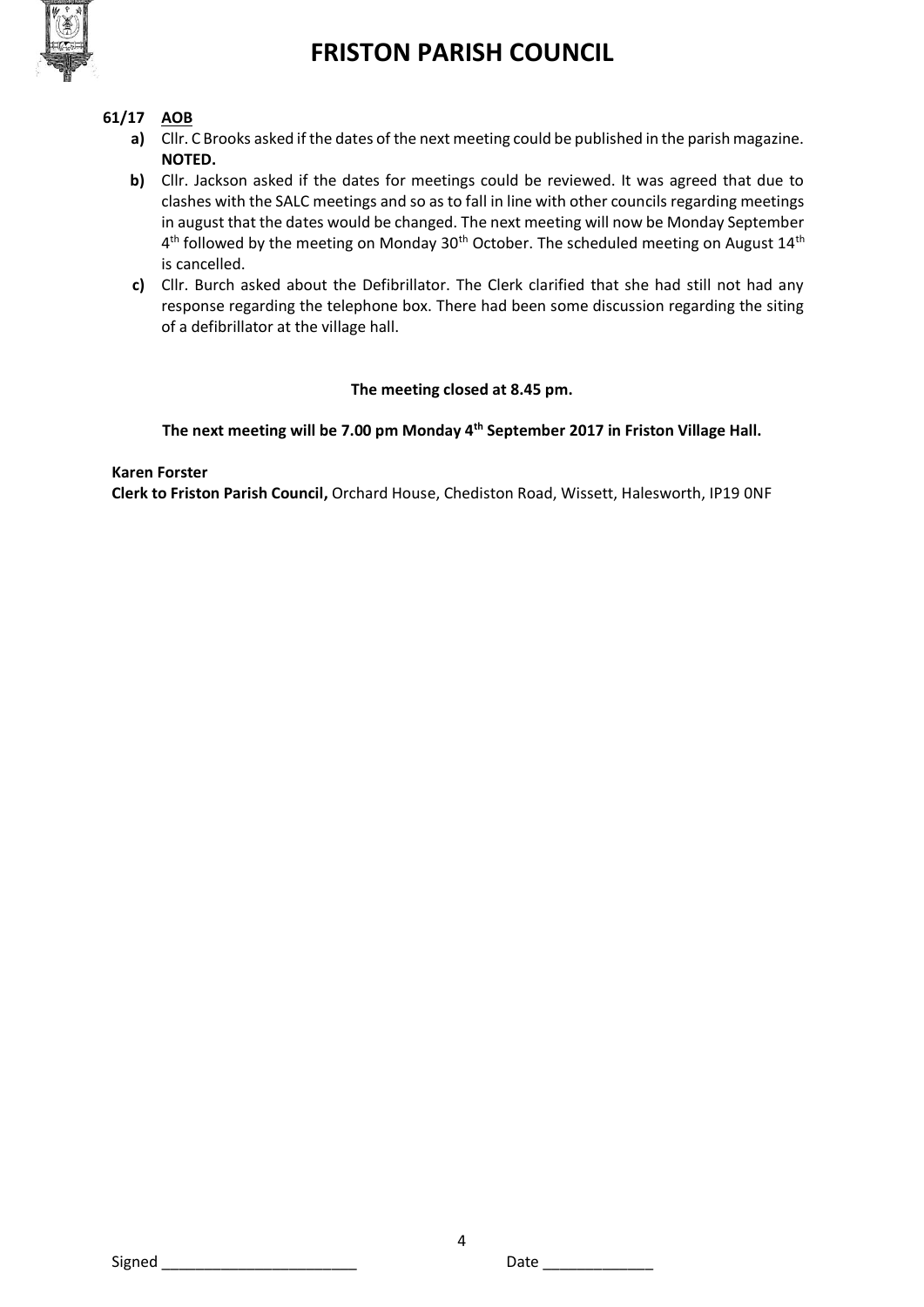**61/17 AOB**

a) Cllr. C Brooks asked if the dates of the next meeting could be published in the parish magazine. **NOTED.**

b) Cllr. Jackson asked if the dates for meetings could be reviewed. It was agreed that due to clashes with the SALC meetings and so as to fall in line with other councils regarding meetings in august that the dates would be changed. The next meeting will now be Monday September 4th followed by the meeting on Monday 30th October. The scheduled meeting on August 14th is cancelled.

c) Cllr. Burch asked about the Defibrillator. The Clerk clarified that she had still not had any response regarding the telephone box. There had been some discussion regarding the siting of a defibrillator at the village hall.

**The meeting closed at 8.45 pm.**

**The next meeting will be 7.00 pm Monday 4th September 2017 in Friston Village Hall.**

**Karen Forster**
**Clerk to Friston Parish Council,** Orchard House, Chediston Road, Wissett, Halesworth, IP19 0NF

Signed ______________________ Date ____________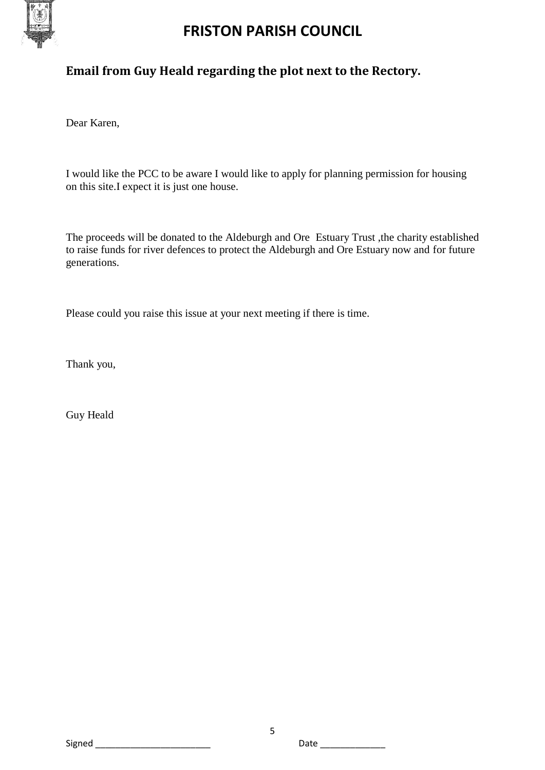# FRISTON PARISH COUNCIL

## Email from Guy Heald regarding the plot next to the Rectory.

Dear Karen,

I would like the PCC to be aware I would like to apply for planning permission for housing on this site.I expect it is just one house.

The proceeds will be donated to the Aldeburgh and Ore  Estuary Trust ,the charity established to raise funds for river defences to protect the Aldeburgh and Ore Estuary now and for future generations.

Please could you raise this issue at your next meeting if there is time.

Thank you,

Guy Heald

Signed ________________________ Date _____________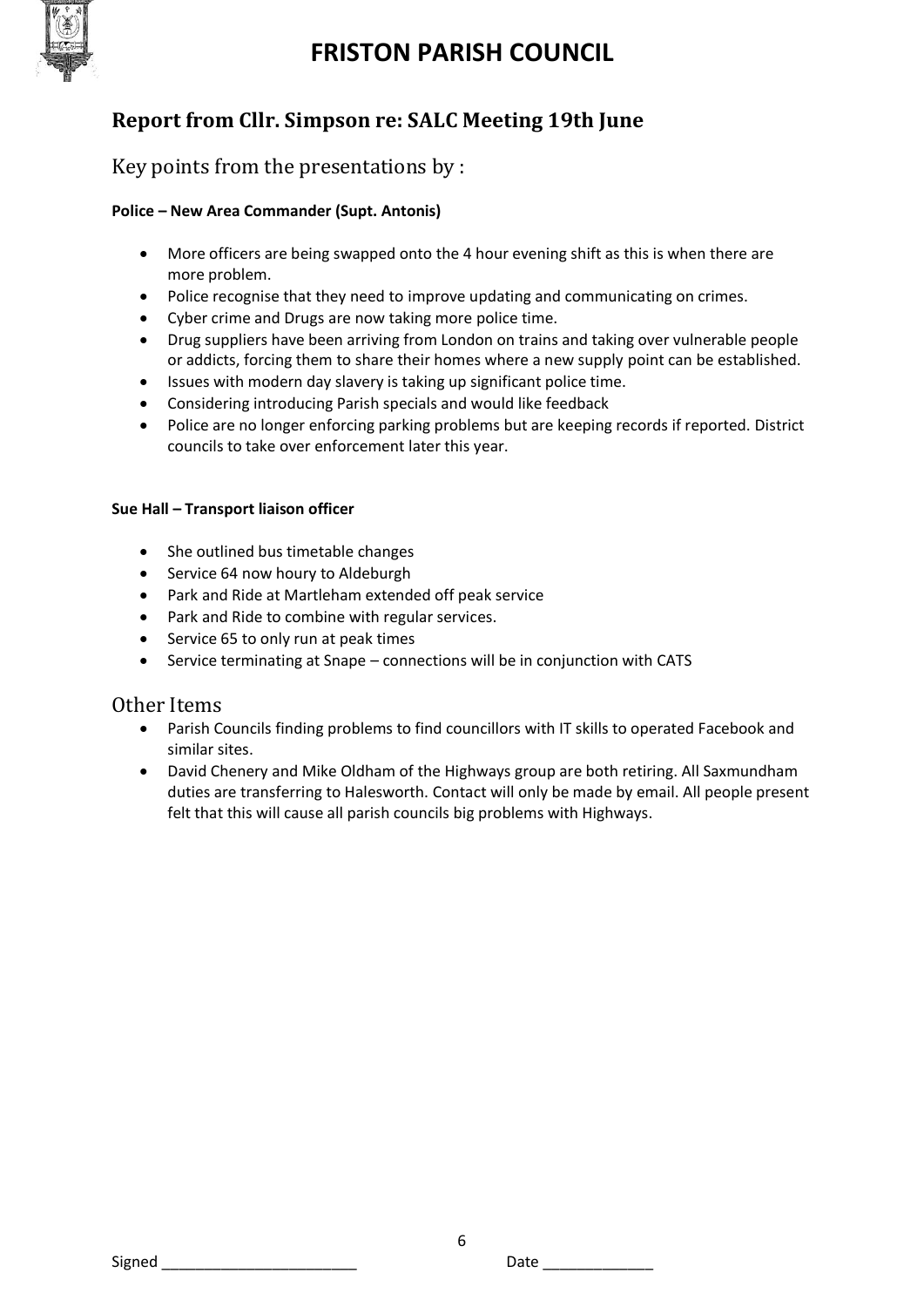# FRISTON PARISH COUNCIL

## Report from Cllr. Simpson re: SALC Meeting 19th June

Key points from the presentations by :

**Police – New Area Commander (Supt. Antonis)**

- More officers are being swapped onto the 4 hour evening shift as this is when there are more problem.
- Police recognise that they need to improve updating and communicating on crimes.
- Cyber crime and Drugs are now taking more police time.
- Drug suppliers have been arriving from London on trains and taking over vulnerable people or addicts, forcing them to share their homes where a new supply point can be established.
- Issues with modern day slavery is taking up significant police time.
- Considering introducing Parish specials and would like feedback
- Police are no longer enforcing parking problems but are keeping records if reported. District councils to take over enforcement later this year.

**Sue Hall – Transport liaison officer**

- She outlined bus timetable changes
- Service 64 now houry to Aldeburgh
- Park and Ride at Martleham extended off peak service
- Park and Ride to combine with regular services.
- Service 65 to only run at peak times
- Service terminating at Snape – connections will be in conjunction with CATS

## Other Items

- Parish Councils finding problems to find councillors with IT skills to operated Facebook and similar sites.
- David Chenery and Mike Oldham of the Highways group are both retiring. All Saxmundham duties are transferring to Halesworth. Contact will only be made by email. All people present felt that this will cause all parish councils big problems with Highways.

Signed _______________________ Date _____________